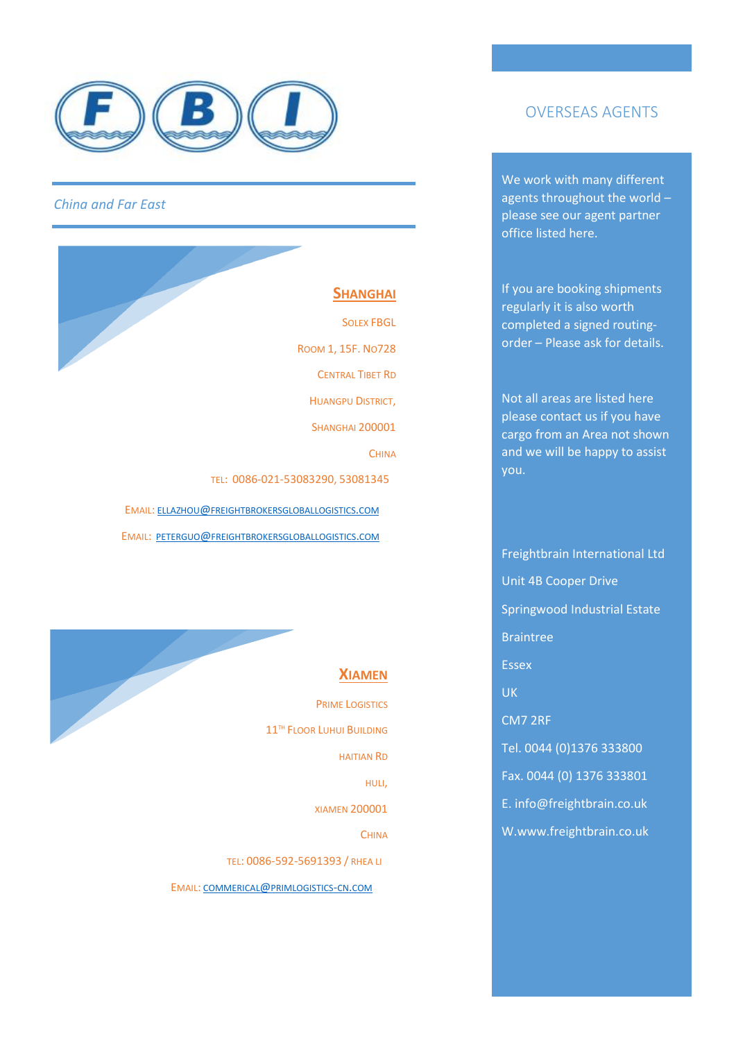FBI

*China and Far East*

## SHANGHAI

SOLEX FBGL

ROOM 1, 15F. NO728

CENTRAL TIBET RD

HUANGPU DISTRICT,

SHANGHAI 200001

CHINA

TEL: 0086-021-53083290, 53081345

EMAIL: ELLAZHOU@FREIGHTBROKERSGLOBALLOGISTICS.COM

EMAIL: PETERGUO@FREIGHTBROKERSGLOBALLOGISTICS.COM

## XIAMEN

PRIME LOGISTICS

11TH FLOOR LUHUI BUILDING

HAITIAN RD

HULI,

XIAMEN 200001

CHINA

TEL: 0086-592-5691393 / RHEA LI

EMAIL: COMMERICAL@PRIMLOGISTICS-CN.COM

## OVERSEAS AGENTS

We work with many different agents throughout the world – please see our agent partner office listed here.

If you are booking shipments regularly it is also worth completed a signed routing-order – Please ask for details.

Not all areas are listed here please contact us if you have cargo from an Area not shown and we will be happy to assist you.

Freightbrain International Ltd

Unit 4B Cooper Drive

Springwood Industrial Estate

Braintree

Essex

UK

CM7 2RF

Tel. 0044 (0)1376 333800

Fax. 0044 (0) 1376 333801

E. info@freightbrain.co.uk

W.www.freightbrain.co.uk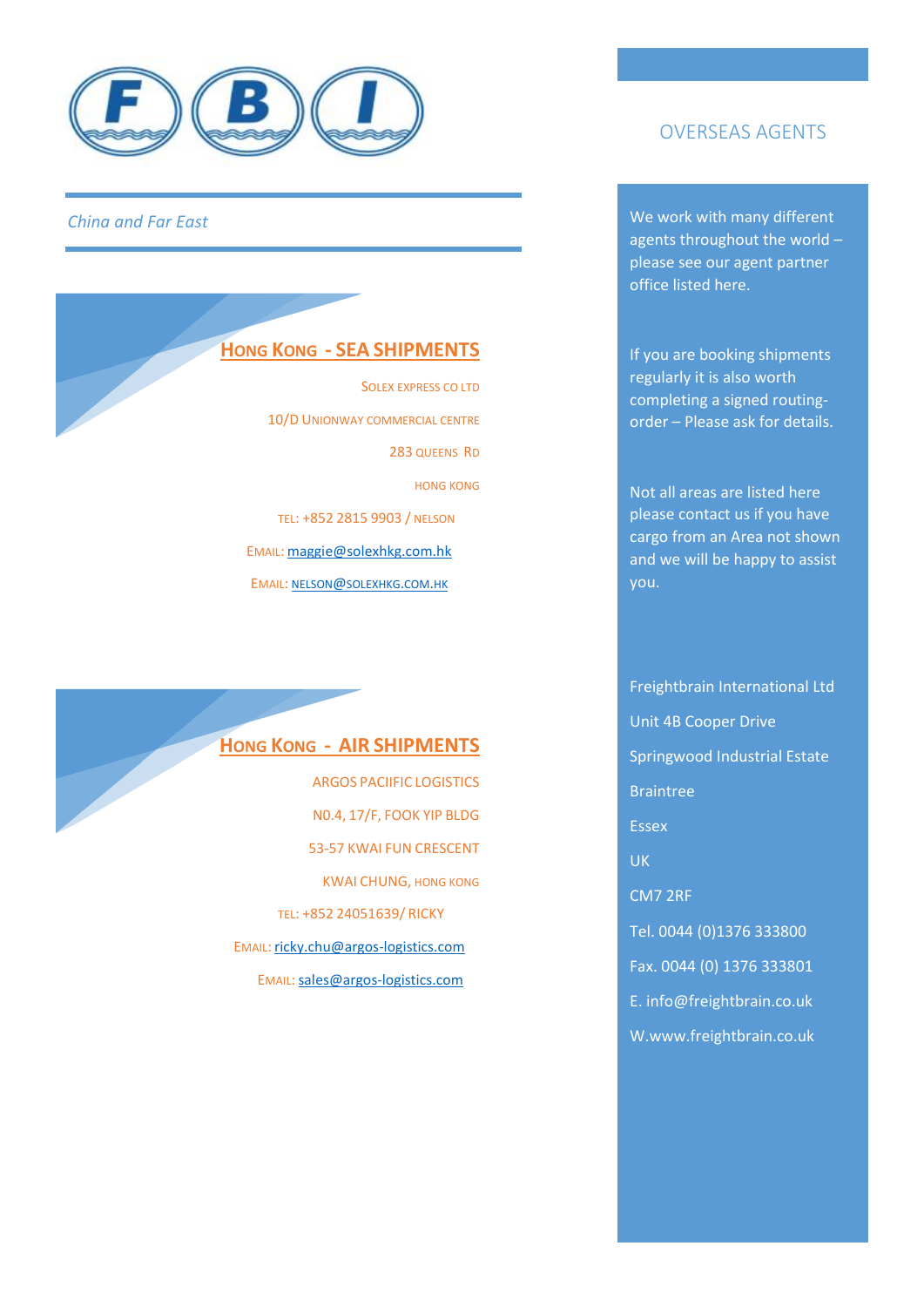FBI

*China and Far East*

## HONG KONG - SEA SHIPMENTS

SOLEX EXPRESS CO LTD

10/D UNIONWAY COMMERCIAL CENTRE

283 QUEENS RD

HONG KONG

TEL: +852 2815 9903 / NELSON

EMAIL: maggie@solexhkg.com.hk

EMAIL: NELSON@SOLEXHKG.COM.HK

## HONG KONG - AIR SHIPMENTS

ARGOS PACIIFIC LOGISTICS

N0.4, 17/F, FOOK YIP BLDG

53-57 KWAI FUN CRESCENT

KWAI CHUNG, HONG KONG

TEL: +852 24051639/ RICKY

EMAIL: ricky.chu@argos-logistics.com

EMAIL: sales@argos-logistics.com

# OVERSEAS AGENTS

We work with many different agents throughout the world – please see our agent partner office listed here.

If you are booking shipments regularly it is also worth completing a signed routing-order – Please ask for details.

Not all areas are listed here please contact us if you have cargo from an Area not shown and we will be happy to assist you.

Freightbrain International Ltd

Unit 4B Cooper Drive

Springwood Industrial Estate

Braintree

Essex

UK

CM7 2RF

Tel. 0044 (0)1376 333800

Fax. 0044 (0) 1376 333801

E. info@freightbrain.co.uk

W.www.freightbrain.co.uk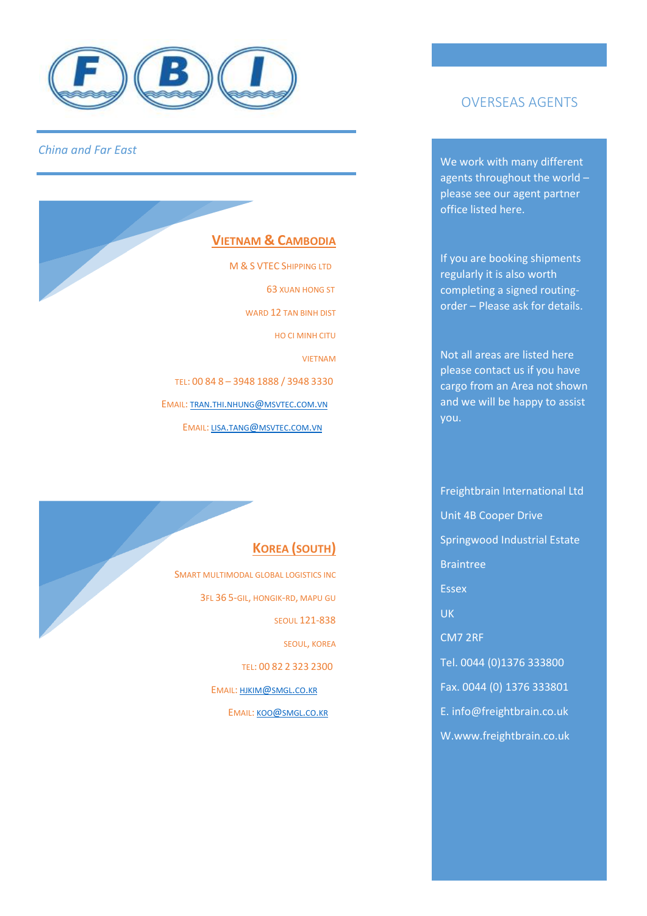*China and Far East*

## Vietnam & Cambodia

M & S VTEC Shipping Ltd

63 Xuan Hong St

Ward 12 Tan Binh Dist

Ho Ci Minh Citu

Vietnam

Tel: 00 84 8 – 3948 1888 / 3948 3330

Email: TRAN.THI.NHUNG@MSVTEC.COM.VN

Email: LISA.TANG@MSVTEC.COM.VN

## Korea (South)

Smart Multimodal Global Logistics Inc

3Fl 36 5-Gil, Hongik-Rd, Mapu Gu

Seoul 121-838

Seoul, Korea

Tel: 00 82 2 323 2300

Email: HJKIM@SMGL.CO.KR

Email: KOO@SMGL.CO.KR

## OVERSEAS AGENTS

We work with many different agents throughout the world – please see our agent partner office listed here.

If you are booking shipments regularly it is also worth completing a signed routing-order – Please ask for details.

Not all areas are listed here please contact us if you have cargo from an Area not shown and we will be happy to assist you.

Freightbrain International Ltd

Unit 4B Cooper Drive

Springwood Industrial Estate

Braintree

Essex

UK

CM7 2RF

Tel. 0044 (0)1376 333800

Fax. 0044 (0) 1376 333801

E. info@freightbrain.co.uk

W.www.freightbrain.co.uk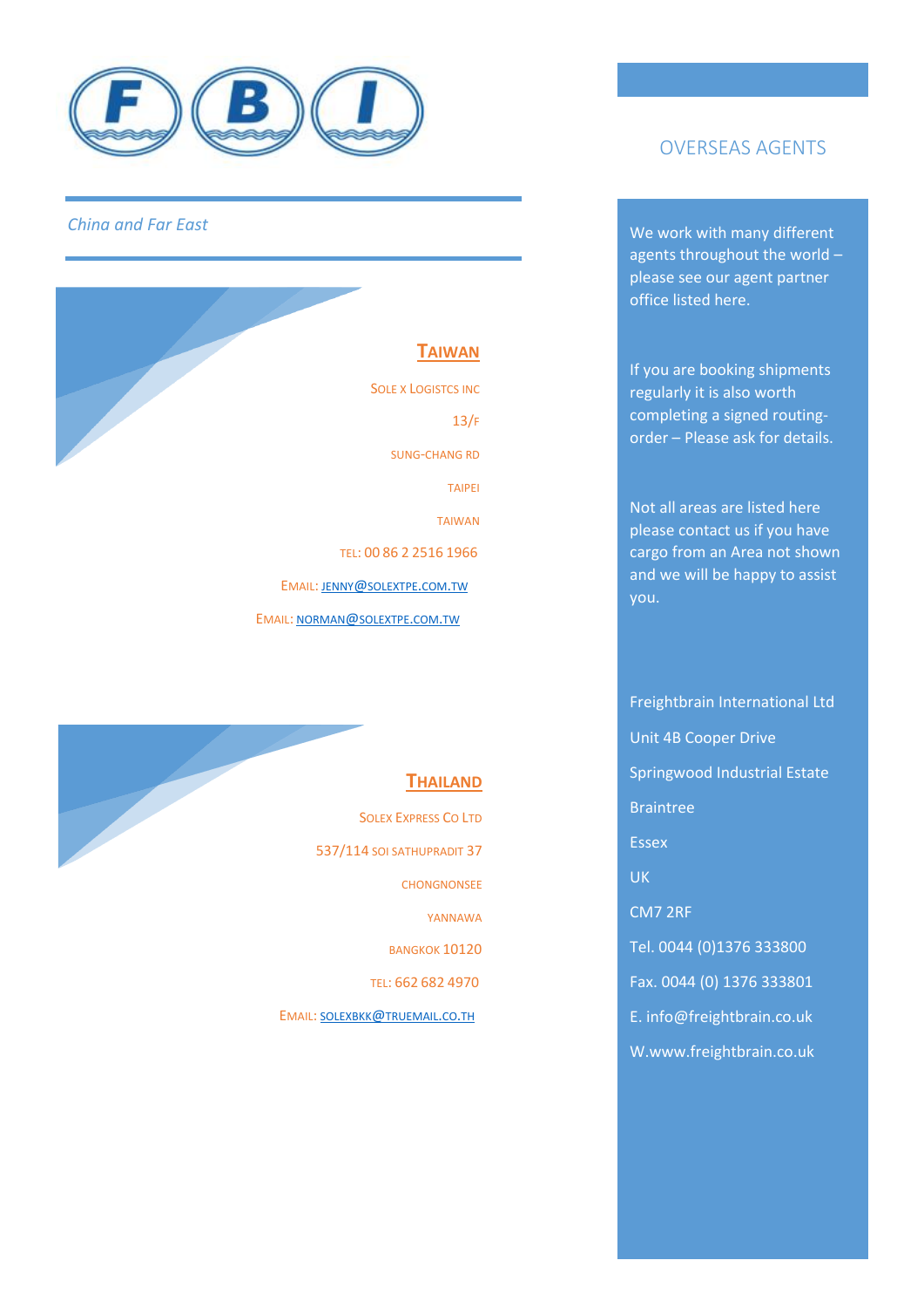FBI

*China and Far East*

## Taiwan

SOLE X LOGISTCS INC

13/F

SUNG-CHANG RD

TAIPEI

TAIWAN

TEL: 00 86 2 2516 1966

EMAIL: JENNY@SOLEXTPE.COM.TW

EMAIL: NORMAN@SOLEXTPE.COM.TW

## Thailand

SOLEX EXPRESS CO LTD

537/114 SOI SATHUPRADIT 37

CHONGNONSEE

YANNAWA

BANGKOK 10120

TEL: 662 682 4970

EMAIL: SOLEXBKK@TRUEMAIL.CO.TH

# OVERSEAS AGENTS

We work with many different agents throughout the world – please see our agent partner office listed here.

If you are booking shipments regularly it is also worth completing a signed routing-order – Please ask for details.

Not all areas are listed here please contact us if you have cargo from an Area not shown and we will be happy to assist you.

Freightbrain International Ltd

Unit 4B Cooper Drive

Springwood Industrial Estate

Braintree

Essex

UK

CM7 2RF

Tel. 0044 (0)1376 333800

Fax. 0044 (0) 1376 333801

E. info@freightbrain.co.uk

W.www.freightbrain.co.uk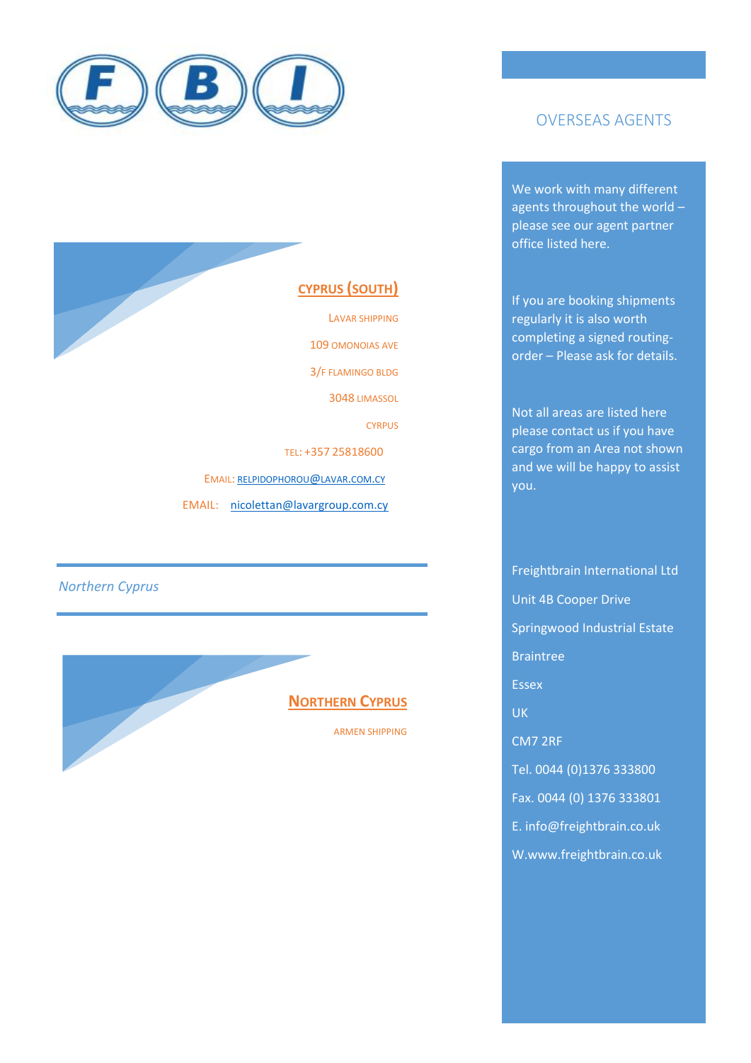## OVERSEAS AGENTS

We work with many different agents throughout the world – please see our agent partner office listed here.

If you are booking shipments regularly it is also worth completing a signed routing-order – Please ask for details.

Not all areas are listed here please contact us if you have cargo from an Area not shown and we will be happy to assist you.

Freightbrain International Ltd

Unit 4B Cooper Drive

Springwood Industrial Estate

Braintree

Essex

UK

CM7 2RF

Tel. 0044 (0)1376 333800

Fax. 0044 (0) 1376 333801

E. info@freightbrain.co.uk

W.www.freightbrain.co.uk

### CYPRUS (SOUTH)

LAVAR SHIPPING

109 OMONOIAS AVE

3/F FLAMINGO BLDG

3048 LIMASSOL

CYRPUS

TEL: +357 25818600

EMAIL: RELPIDOPHOROU@LAVAR.COM.CY

EMAIL: nicolettan@lavargroup.com.cy

## *Northern Cyprus*

### NORTHERN CYPRUS

ARMEN SHIPPING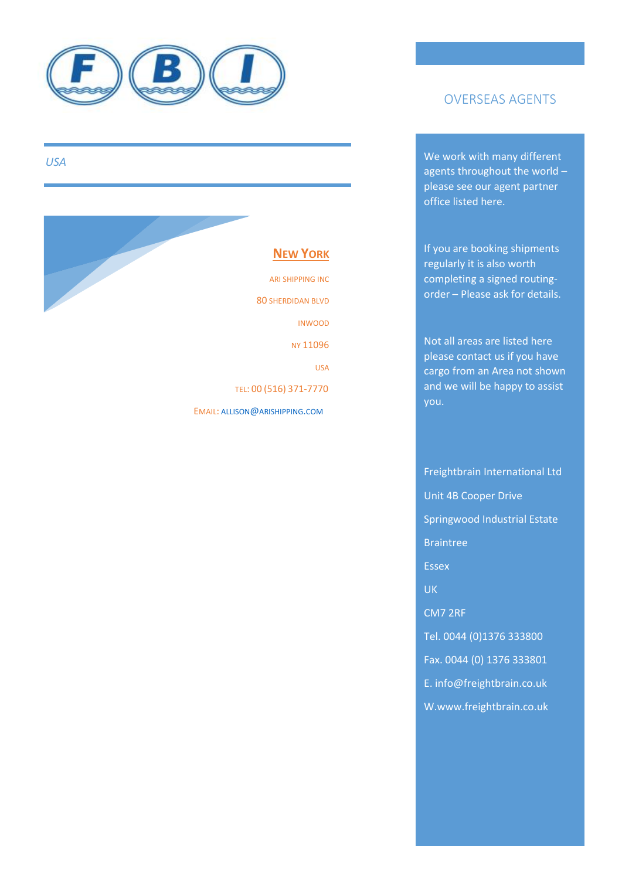*USA*

## New York

ARI SHIPPING INC

80 SHERDIDAN BLVD

INWOOD

NY 11096

USA

TEL: 00 (516) 371-7770

EMAIL: ALLISON@ARISHIPPING.COM

## OVERSEAS AGENTS

We work with many different agents throughout the world – please see our agent partner office listed here.

If you are booking shipments regularly it is also worth completing a signed routing-order – Please ask for details.

Not all areas are listed here please contact us if you have cargo from an Area not shown and we will be happy to assist you.

Freightbrain International Ltd

Unit 4B Cooper Drive

Springwood Industrial Estate

Braintree

Essex

UK

CM7 2RF

Tel. 0044 (0)1376 333800

Fax. 0044 (0) 1376 333801

E. info@freightbrain.co.uk

W.www.freightbrain.co.uk